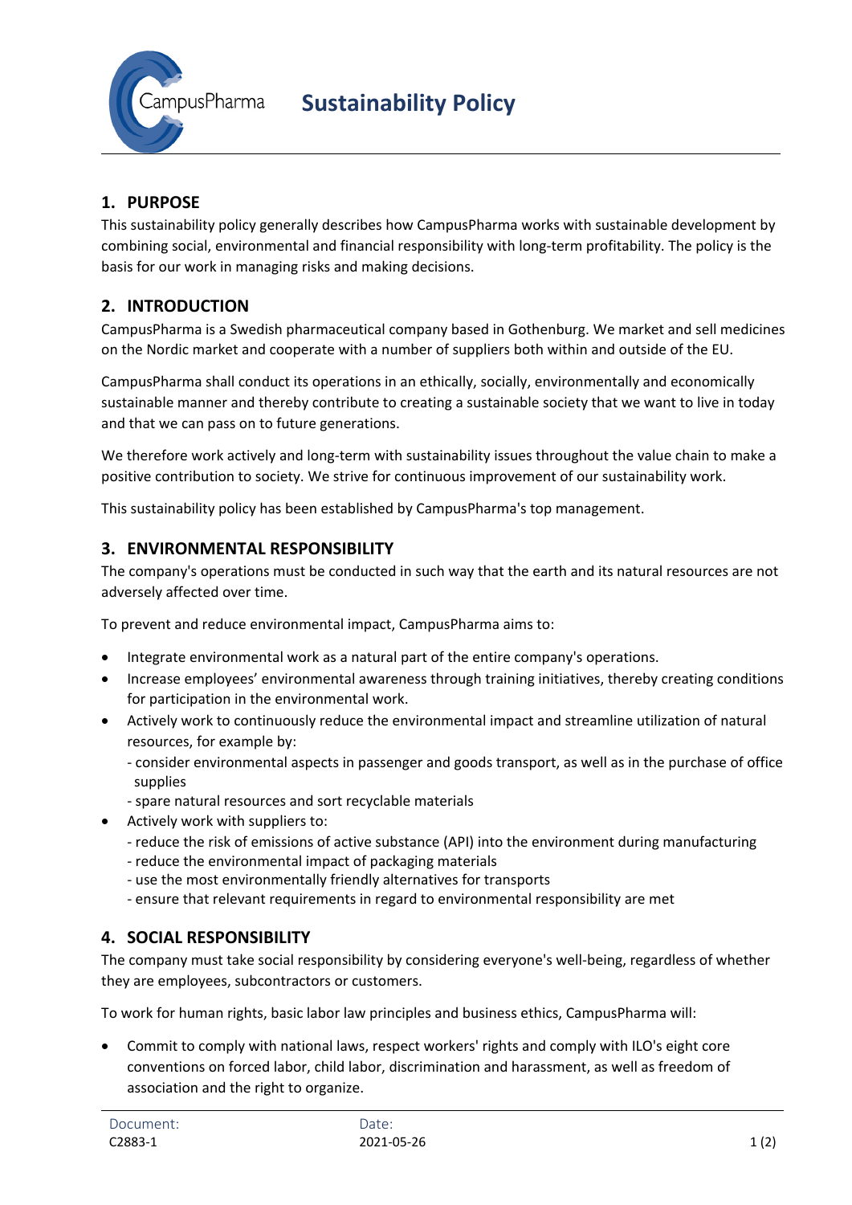# Sustainability Policy

## 1. PURPOSE

This sustainability policy generally describes how CampusPharma works with sustainable development by combining social, environmental and financial responsibility with long-term profitability. The policy is the basis for our work in managing risks and making decisions.

## 2. INTRODUCTION

CampusPharma is a Swedish pharmaceutical company based in Gothenburg. We market and sell medicines on the Nordic market and cooperate with a number of suppliers both within and outside of the EU.

CampusPharma shall conduct its operations in an ethically, socially, environmentally and economically sustainable manner and thereby contribute to creating a sustainable society that we want to live in today and that we can pass on to future generations.

We therefore work actively and long-term with sustainability issues throughout the value chain to make a positive contribution to society. We strive for continuous improvement of our sustainability work.

This sustainability policy has been established by CampusPharma's top management.

## 3. ENVIRONMENTAL RESPONSIBILITY

The company's operations must be conducted in such way that the earth and its natural resources are not adversely affected over time.

To prevent and reduce environmental impact, CampusPharma aims to:

- Integrate environmental work as a natural part of the entire company's operations.
- Increase employees' environmental awareness through training initiatives, thereby creating conditions for participation in the environmental work.
- Actively work to continuously reduce the environmental impact and streamline utilization of natural resources, for example by:
  - consider environmental aspects in passenger and goods transport, as well as in the purchase of office supplies
  - spare natural resources and sort recyclable materials
- Actively work with suppliers to:
  - reduce the risk of emissions of active substance (API) into the environment during manufacturing
  - reduce the environmental impact of packaging materials
  - use the most environmentally friendly alternatives for transports
  - ensure that relevant requirements in regard to environmental responsibility are met

## 4. SOCIAL RESPONSIBILITY

The company must take social responsibility by considering everyone's well-being, regardless of whether they are employees, subcontractors or customers.

To work for human rights, basic labor law principles and business ethics, CampusPharma will:

- Commit to comply with national laws, respect workers' rights and comply with ILO's eight core conventions on forced labor, child labor, discrimination and harassment, as well as freedom of association and the right to organize.

Document: C2883-1 | Date: 2021-05-26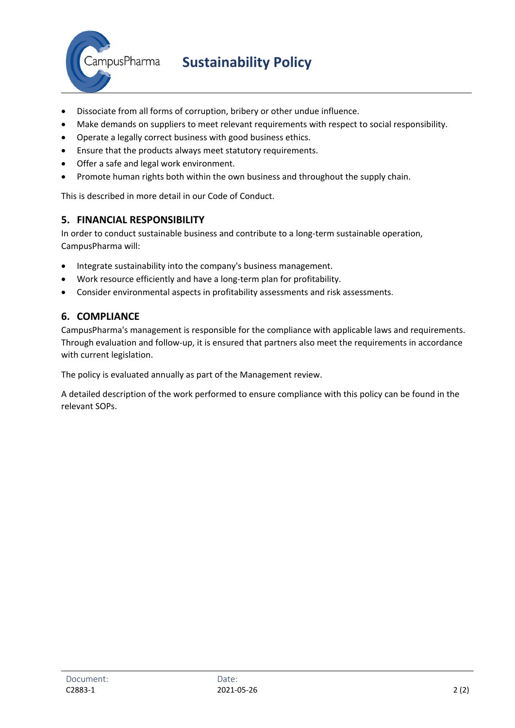- Dissociate from all forms of corruption, bribery or other undue influence.
- Make demands on suppliers to meet relevant requirements with respect to social responsibility.
- Operate a legally correct business with good business ethics.
- Ensure that the products always meet statutory requirements.
- Offer a safe and legal work environment.
- Promote human rights both within the own business and throughout the supply chain.

This is described in more detail in our Code of Conduct.

## 5. FINANCIAL RESPONSIBILITY

In order to conduct sustainable business and contribute to a long-term sustainable operation, CampusPharma will:

- Integrate sustainability into the company's business management.
- Work resource efficiently and have a long-term plan for profitability.
- Consider environmental aspects in profitability assessments and risk assessments.

## 6. COMPLIANCE

CampusPharma's management is responsible for the compliance with applicable laws and requirements. Through evaluation and follow-up, it is ensured that partners also meet the requirements in accordance with current legislation.

The policy is evaluated annually as part of the Management review.

A detailed description of the work performed to ensure compliance with this policy can be found in the relevant SOPs.